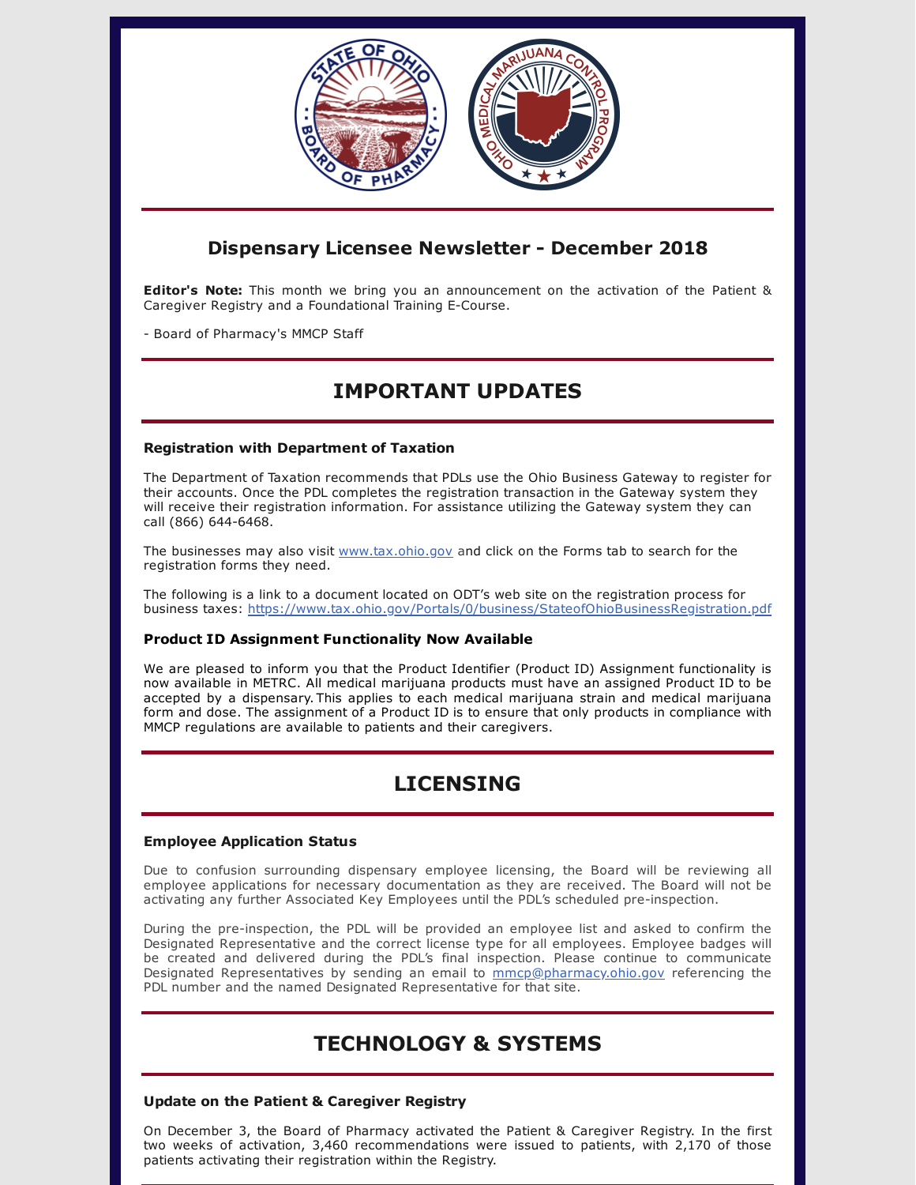## Dispensary Licensee Newsletter - December 2018

**Editor's Note:** This month we bring you an announcement on the activation of the Patient & Caregiver Registry and a Foundational Training E-Course.

- Board of Pharmacy's MMCP Staff

# IMPORTANT UPDATES

### Registration with Department of Taxation

The Department of Taxation recommends that PDLs use the Ohio Business Gateway to register for their accounts. Once the PDL completes the registration transaction in the Gateway system they will receive their registration information. For assistance utilizing the Gateway system they can call (866) 644-6468.

The businesses may also visit www.tax.ohio.gov and click on the Forms tab to search for the registration forms they need.

The following is a link to a document located on ODT's web site on the registration process for business taxes: https://www.tax.ohio.gov/Portals/0/business/StateofOhioBusinessRegistration.pdf

### Product ID Assignment Functionality Now Available

We are pleased to inform you that the Product Identifier (Product ID) Assignment functionality is now available in METRC. All medical marijuana products must have an assigned Product ID to be accepted by a dispensary. This applies to each medical marijuana strain and medical marijuana form and dose. The assignment of a Product ID is to ensure that only products in compliance with MMCP regulations are available to patients and their caregivers.

# LICENSING

### Employee Application Status

Due to confusion surrounding dispensary employee licensing, the Board will be reviewing all employee applications for necessary documentation as they are received. The Board will not be activating any further Associated Key Employees until the PDL's scheduled pre-inspection.

During the pre-inspection, the PDL will be provided an employee list and asked to confirm the Designated Representative and the correct license type for all employees. Employee badges will be created and delivered during the PDL's final inspection. Please continue to communicate Designated Representatives by sending an email to mmcp@pharmacy.ohio.gov referencing the PDL number and the named Designated Representative for that site.

# TECHNOLOGY & SYSTEMS

### Update on the Patient & Caregiver Registry

On December 3, the Board of Pharmacy activated the Patient & Caregiver Registry. In the first two weeks of activation, 3,460 recommendations were issued to patients, with 2,170 of those patients activating their registration within the Registry.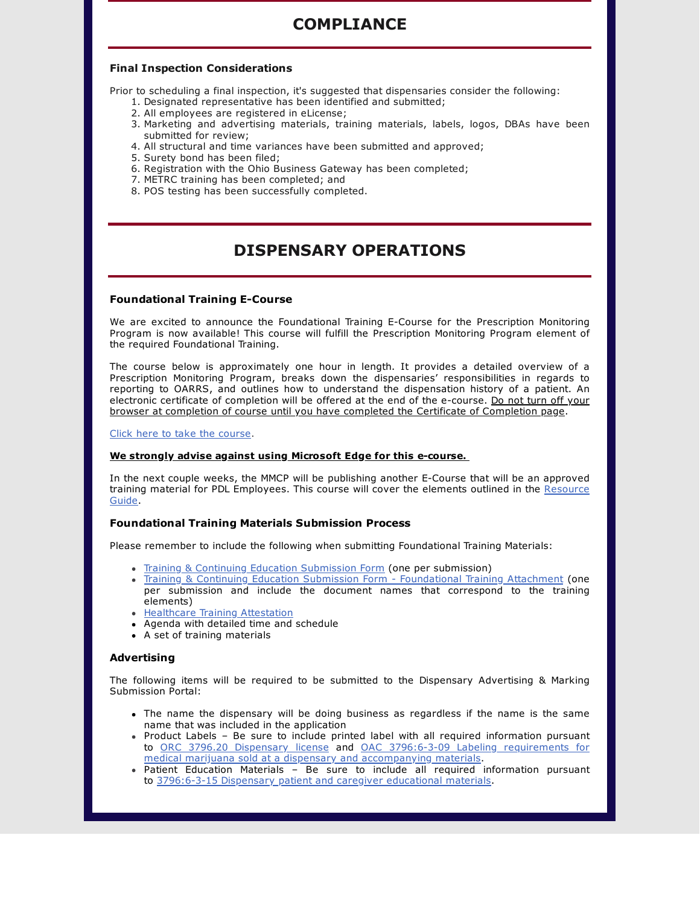# COMPLIANCE

### Final Inspection Considerations

Prior to scheduling a final inspection, it's suggested that dispensaries consider the following:

1. Designated representative has been identified and submitted;
2. All employees are registered in eLicense;
3. Marketing and advertising materials, training materials, labels, logos, DBAs have been submitted for review;
4. All structural and time variances have been submitted and approved;
5. Surety bond has been filed;
6. Registration with the Ohio Business Gateway has been completed;
7. METRC training has been completed; and
8. POS testing has been successfully completed.

# DISPENSARY OPERATIONS

### Foundational Training E-Course

We are excited to announce the Foundational Training E-Course for the Prescription Monitoring Program is now available! This course will fulfill the Prescription Monitoring Program element of the required Foundational Training.

The course below is approximately one hour in length. It provides a detailed overview of a Prescription Monitoring Program, breaks down the dispensaries' responsibilities in regards to reporting to OARRS, and outlines how to understand the dispensation history of a patient. An electronic certificate of completion will be offered at the end of the e-course. Do not turn off your browser at completion of course until you have completed the Certificate of Completion page.

Click here to take the course.

**We strongly advise against using Microsoft Edge for this e-course.**

In the next couple weeks, the MMCP will be publishing another E-Course that will be an approved training material for PDL Employees. This course will cover the elements outlined in the Resource Guide.

### Foundational Training Materials Submission Process

Please remember to include the following when submitting Foundational Training Materials:

- Training & Continuing Education Submission Form (one per submission)
- Training & Continuing Education Submission Form - Foundational Training Attachment (one per submission and include the document names that correspond to the training elements)
- Healthcare Training Attestation
- Agenda with detailed time and schedule
- A set of training materials

### Advertising

The following items will be required to be submitted to the Dispensary Advertising & Marking Submission Portal:

- The name the dispensary will be doing business as regardless if the name is the same name that was included in the application
- Product Labels – Be sure to include printed label with all required information pursuant to ORC 3796.20 Dispensary license and OAC 3796:6-3-09 Labeling requirements for medical marijuana sold at a dispensary and accompanying materials.
- Patient Education Materials – Be sure to include all required information pursuant to 3796:6-3-15 Dispensary patient and caregiver educational materials.